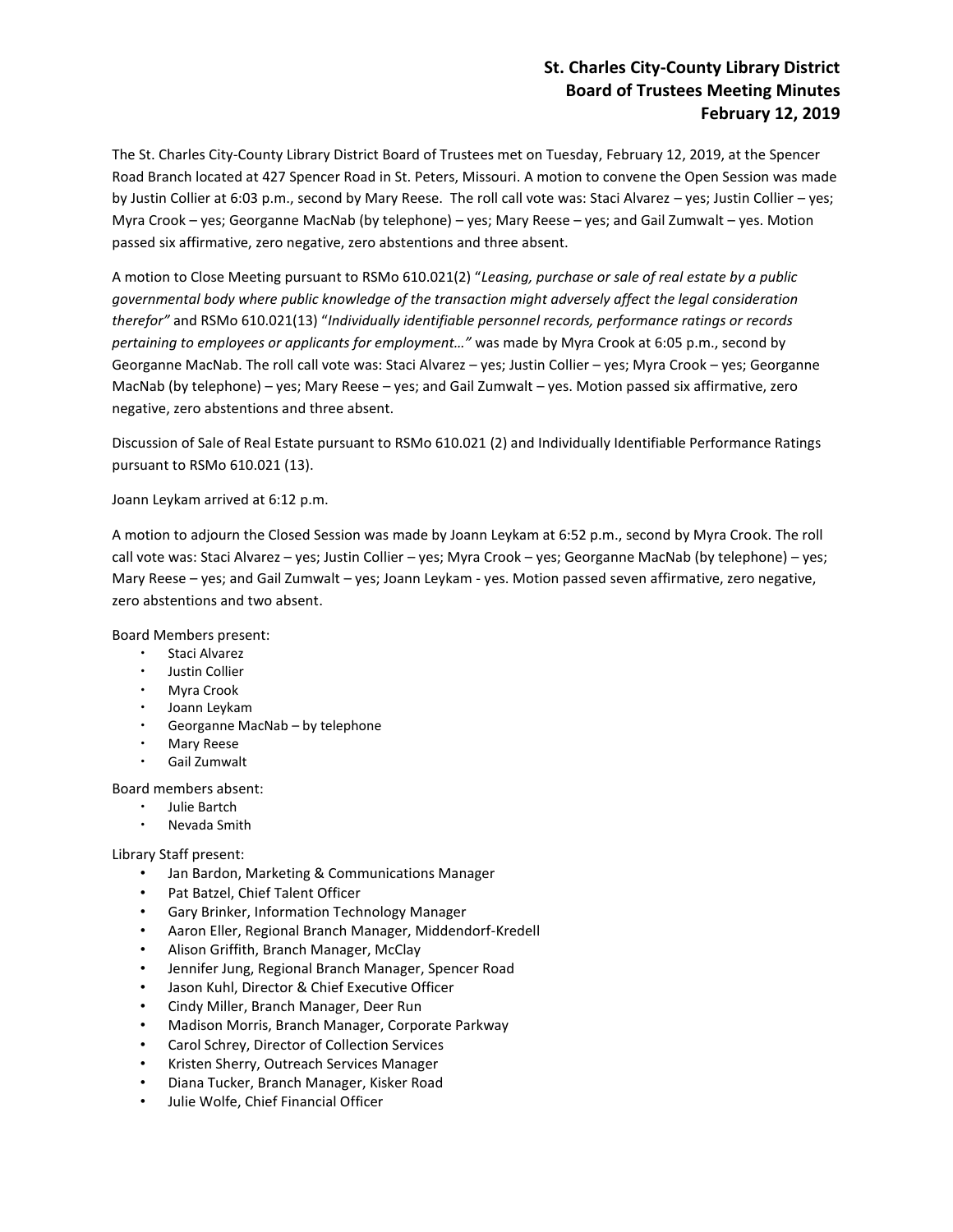# St. Charles City-County Library District
# Board of Trustees Meeting Minutes
# February 12, 2019

The St. Charles City-County Library District Board of Trustees met on Tuesday, February 12, 2019, at the Spencer Road Branch located at 427 Spencer Road in St. Peters, Missouri. A motion to convene the Open Session was made by Justin Collier at 6:03 p.m., second by Mary Reese. The roll call vote was: Staci Alvarez – yes; Justin Collier – yes; Myra Crook – yes; Georganne MacNab (by telephone) – yes; Mary Reese – yes; and Gail Zumwalt – yes. Motion passed six affirmative, zero negative, zero abstentions and three absent.

A motion to Close Meeting pursuant to RSMo 610.021(2) "*Leasing, purchase or sale of real estate by a public governmental body where public knowledge of the transaction might adversely affect the legal consideration therefor*" and RSMo 610.021(13) "*Individually identifiable personnel records, performance ratings or records pertaining to employees or applicants for employment…*" was made by Myra Crook at 6:05 p.m., second by Georganne MacNab. The roll call vote was: Staci Alvarez – yes; Justin Collier – yes; Myra Crook – yes; Georganne MacNab (by telephone) – yes; Mary Reese – yes; and Gail Zumwalt – yes. Motion passed six affirmative, zero negative, zero abstentions and three absent.

Discussion of Sale of Real Estate pursuant to RSMo 610.021 (2) and Individually Identifiable Performance Ratings pursuant to RSMo 610.021 (13).

Joann Leykam arrived at 6:12 p.m.

A motion to adjourn the Closed Session was made by Joann Leykam at 6:52 p.m., second by Myra Crook. The roll call vote was: Staci Alvarez – yes; Justin Collier – yes; Myra Crook – yes; Georganne MacNab (by telephone) – yes; Mary Reese – yes; and Gail Zumwalt – yes; Joann Leykam - yes. Motion passed seven affirmative, zero negative, zero abstentions and two absent.

Board Members present:

- Staci Alvarez
- Justin Collier
- Myra Crook
- Joann Leykam
- Georganne MacNab – by telephone
- Mary Reese
- Gail Zumwalt

Board members absent:

- Julie Bartch
- Nevada Smith

Library Staff present:

- Jan Bardon, Marketing & Communications Manager
- Pat Batzel, Chief Talent Officer
- Gary Brinker, Information Technology Manager
- Aaron Eller, Regional Branch Manager, Middendorf-Kredell
- Alison Griffith, Branch Manager, McClay
- Jennifer Jung, Regional Branch Manager, Spencer Road
- Jason Kuhl, Director & Chief Executive Officer
- Cindy Miller, Branch Manager, Deer Run
- Madison Morris, Branch Manager, Corporate Parkway
- Carol Schrey, Director of Collection Services
- Kristen Sherry, Outreach Services Manager
- Diana Tucker, Branch Manager, Kisker Road
- Julie Wolfe, Chief Financial Officer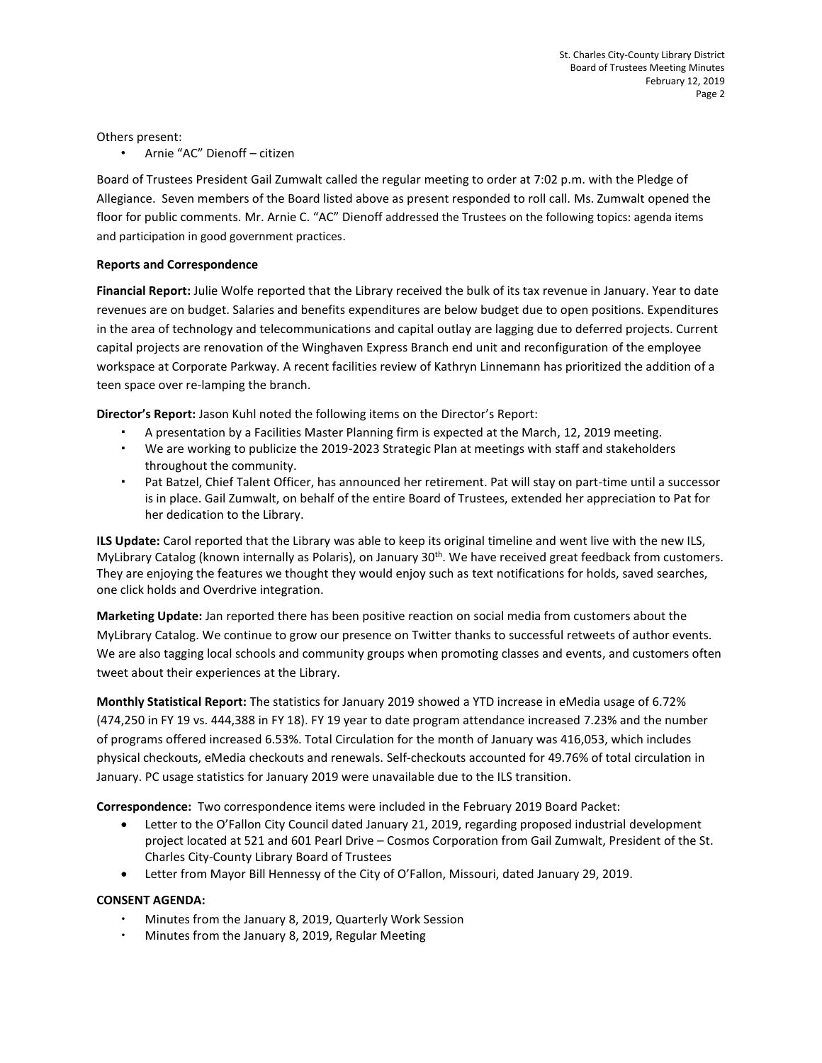Others present:

- Arnie "AC" Dienoff – citizen

Board of Trustees President Gail Zumwalt called the regular meeting to order at 7:02 p.m. with the Pledge of Allegiance. Seven members of the Board listed above as present responded to roll call. Ms. Zumwalt opened the floor for public comments. Mr. Arnie C. "AC" Dienoff addressed the Trustees on the following topics: agenda items and participation in good government practices.

**Reports and Correspondence**

**Financial Report:** Julie Wolfe reported that the Library received the bulk of its tax revenue in January. Year to date revenues are on budget. Salaries and benefits expenditures are below budget due to open positions. Expenditures in the area of technology and telecommunications and capital outlay are lagging due to deferred projects. Current capital projects are renovation of the Winghaven Express Branch end unit and reconfiguration of the employee workspace at Corporate Parkway. A recent facilities review of Kathryn Linnemann has prioritized the addition of a teen space over re-lamping the branch.

**Director's Report:** Jason Kuhl noted the following items on the Director's Report:

- A presentation by a Facilities Master Planning firm is expected at the March, 12, 2019 meeting.
- We are working to publicize the 2019-2023 Strategic Plan at meetings with staff and stakeholders throughout the community.
- Pat Batzel, Chief Talent Officer, has announced her retirement. Pat will stay on part-time until a successor is in place. Gail Zumwalt, on behalf of the entire Board of Trustees, extended her appreciation to Pat for her dedication to the Library.

**ILS Update:** Carol reported that the Library was able to keep its original timeline and went live with the new ILS, MyLibrary Catalog (known internally as Polaris), on January 30th. We have received great feedback from customers. They are enjoying the features we thought they would enjoy such as text notifications for holds, saved searches, one click holds and Overdrive integration.

**Marketing Update:** Jan reported there has been positive reaction on social media from customers about the MyLibrary Catalog. We continue to grow our presence on Twitter thanks to successful retweets of author events. We are also tagging local schools and community groups when promoting classes and events, and customers often tweet about their experiences at the Library.

**Monthly Statistical Report:** The statistics for January 2019 showed a YTD increase in eMedia usage of 6.72% (474,250 in FY 19 vs. 444,388 in FY 18). FY 19 year to date program attendance increased 7.23% and the number of programs offered increased 6.53%. Total Circulation for the month of January was 416,053, which includes physical checkouts, eMedia checkouts and renewals. Self-checkouts accounted for 49.76% of total circulation in January. PC usage statistics for January 2019 were unavailable due to the ILS transition.

**Correspondence:** Two correspondence items were included in the February 2019 Board Packet:

- Letter to the O'Fallon City Council dated January 21, 2019, regarding proposed industrial development project located at 521 and 601 Pearl Drive – Cosmos Corporation from Gail Zumwalt, President of the St. Charles City-County Library Board of Trustees
- Letter from Mayor Bill Hennessy of the City of O'Fallon, Missouri, dated January 29, 2019.

**CONSENT AGENDA:**

- Minutes from the January 8, 2019, Quarterly Work Session
- Minutes from the January 8, 2019, Regular Meeting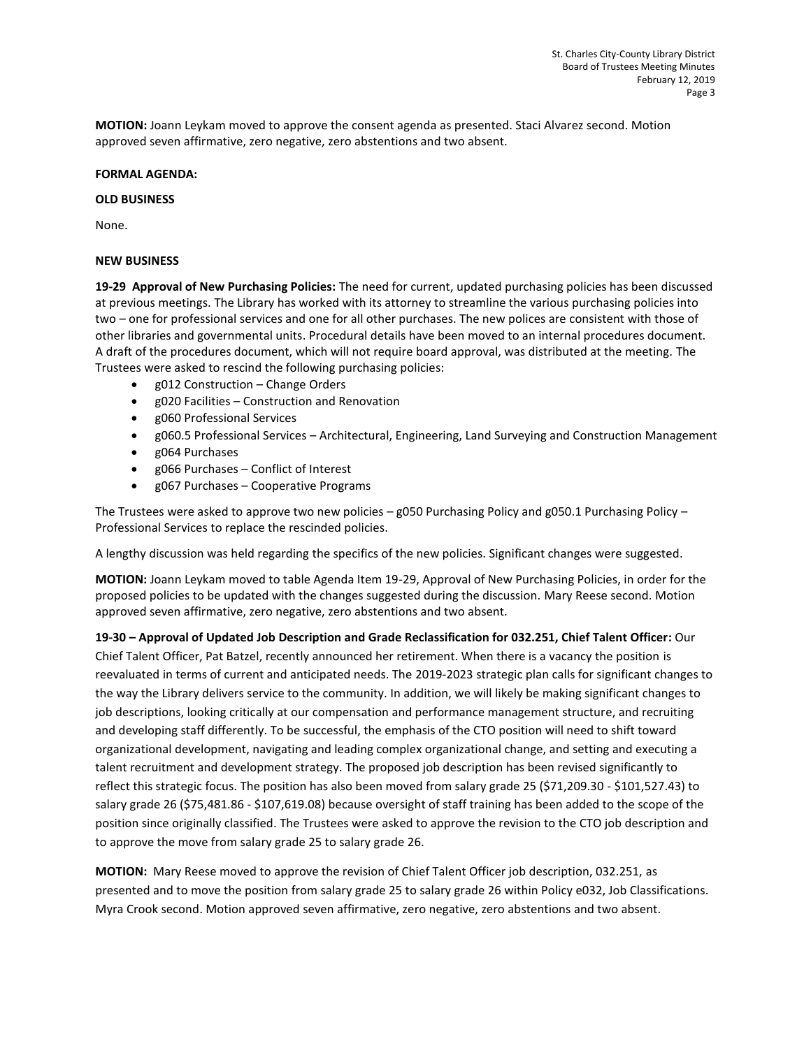**MOTION:** Joann Leykam moved to approve the consent agenda as presented. Staci Alvarez second. Motion approved seven affirmative, zero negative, zero abstentions and two absent.

**FORMAL AGENDA:**

**OLD BUSINESS**

None.

**NEW BUSINESS**

**19-29 Approval of New Purchasing Policies:** The need for current, updated purchasing policies has been discussed at previous meetings. The Library has worked with its attorney to streamline the various purchasing policies into two – one for professional services and one for all other purchases. The new polices are consistent with those of other libraries and governmental units. Procedural details have been moved to an internal procedures document. A draft of the procedures document, which will not require board approval, was distributed at the meeting. The Trustees were asked to rescind the following purchasing policies:

- g012 Construction – Change Orders
- g020 Facilities – Construction and Renovation
- g060 Professional Services
- g060.5 Professional Services – Architectural, Engineering, Land Surveying and Construction Management
- g064 Purchases
- g066 Purchases – Conflict of Interest
- g067 Purchases – Cooperative Programs

The Trustees were asked to approve two new policies – g050 Purchasing Policy and g050.1 Purchasing Policy – Professional Services to replace the rescinded policies.

A lengthy discussion was held regarding the specifics of the new policies. Significant changes were suggested.

**MOTION:** Joann Leykam moved to table Agenda Item 19-29, Approval of New Purchasing Policies, in order for the proposed policies to be updated with the changes suggested during the discussion. Mary Reese second. Motion approved seven affirmative, zero negative, zero abstentions and two absent.

**19-30 – Approval of Updated Job Description and Grade Reclassification for 032.251, Chief Talent Officer:** Our Chief Talent Officer, Pat Batzel, recently announced her retirement. When there is a vacancy the position is reevaluated in terms of current and anticipated needs. The 2019-2023 strategic plan calls for significant changes to the way the Library delivers service to the community. In addition, we will likely be making significant changes to job descriptions, looking critically at our compensation and performance management structure, and recruiting and developing staff differently. To be successful, the emphasis of the CTO position will need to shift toward organizational development, navigating and leading complex organizational change, and setting and executing a talent recruitment and development strategy. The proposed job description has been revised significantly to reflect this strategic focus. The position has also been moved from salary grade 25 ($71,209.30 - $101,527.43) to salary grade 26 ($75,481.86 - $107,619.08) because oversight of staff training has been added to the scope of the position since originally classified. The Trustees were asked to approve the revision to the CTO job description and to approve the move from salary grade 25 to salary grade 26.

**MOTION:** Mary Reese moved to approve the revision of Chief Talent Officer job description, 032.251, as presented and to move the position from salary grade 25 to salary grade 26 within Policy e032, Job Classifications. Myra Crook second. Motion approved seven affirmative, zero negative, zero abstentions and two absent.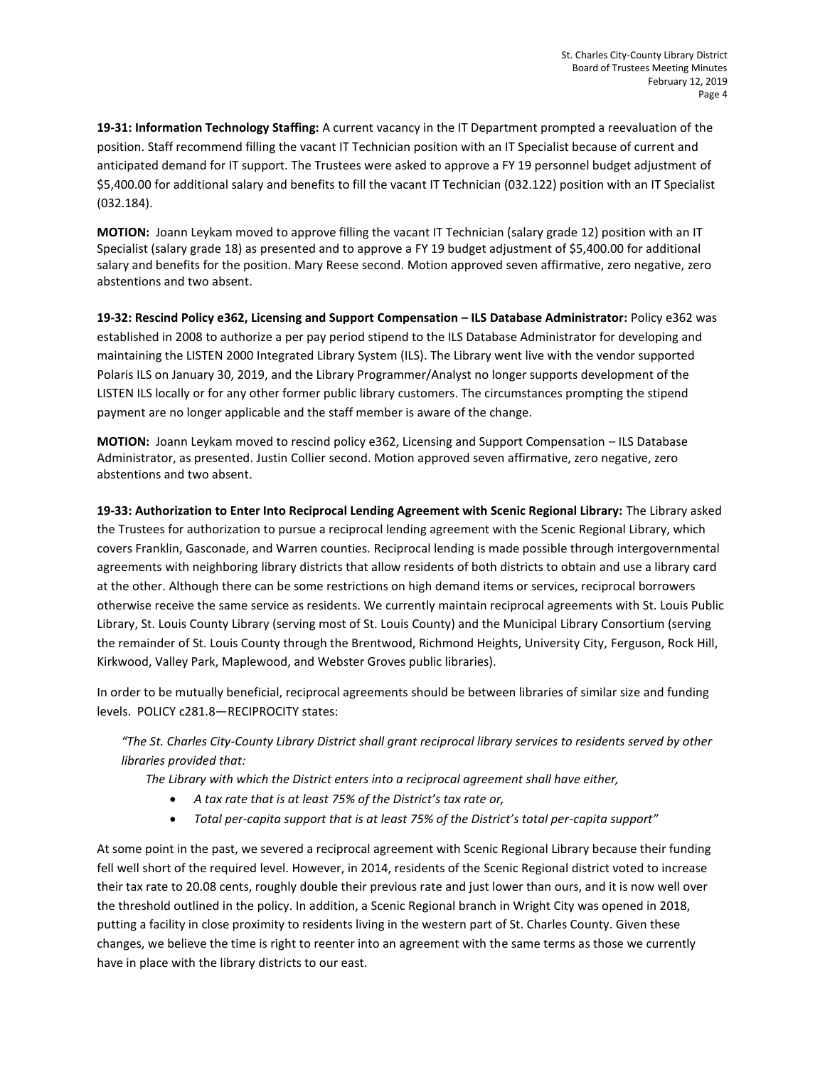**19-31: Information Technology Staffing:** A current vacancy in the IT Department prompted a reevaluation of the position. Staff recommend filling the vacant IT Technician position with an IT Specialist because of current and anticipated demand for IT support. The Trustees were asked to approve a FY 19 personnel budget adjustment of $5,400.00 for additional salary and benefits to fill the vacant IT Technician (032.122) position with an IT Specialist (032.184).

**MOTION:** Joann Leykam moved to approve filling the vacant IT Technician (salary grade 12) position with an IT Specialist (salary grade 18) as presented and to approve a FY 19 budget adjustment of $5,400.00 for additional salary and benefits for the position. Mary Reese second. Motion approved seven affirmative, zero negative, zero abstentions and two absent.

**19-32: Rescind Policy e362, Licensing and Support Compensation – ILS Database Administrator:** Policy e362 was established in 2008 to authorize a per pay period stipend to the ILS Database Administrator for developing and maintaining the LISTEN 2000 Integrated Library System (ILS). The Library went live with the vendor supported Polaris ILS on January 30, 2019, and the Library Programmer/Analyst no longer supports development of the LISTEN ILS locally or for any other former public library customers. The circumstances prompting the stipend payment are no longer applicable and the staff member is aware of the change.

**MOTION:** Joann Leykam moved to rescind policy e362, Licensing and Support Compensation – ILS Database Administrator, as presented. Justin Collier second. Motion approved seven affirmative, zero negative, zero abstentions and two absent.

**19-33: Authorization to Enter Into Reciprocal Lending Agreement with Scenic Regional Library:** The Library asked the Trustees for authorization to pursue a reciprocal lending agreement with the Scenic Regional Library, which covers Franklin, Gasconade, and Warren counties. Reciprocal lending is made possible through intergovernmental agreements with neighboring library districts that allow residents of both districts to obtain and use a library card at the other. Although there can be some restrictions on high demand items or services, reciprocal borrowers otherwise receive the same service as residents. We currently maintain reciprocal agreements with St. Louis Public Library, St. Louis County Library (serving most of St. Louis County) and the Municipal Library Consortium (serving the remainder of St. Louis County through the Brentwood, Richmond Heights, University City, Ferguson, Rock Hill, Kirkwood, Valley Park, Maplewood, and Webster Groves public libraries).

In order to be mutually beneficial, reciprocal agreements should be between libraries of similar size and funding levels. POLICY c281.8—RECIPROCITY states:

> *"The St. Charles City-County Library District shall grant reciprocal library services to residents served by other libraries provided that:*
>
> *The Library with which the District enters into a reciprocal agreement shall have either,*
>
> - *A tax rate that is at least 75% of the District's tax rate or,*
> - *Total per-capita support that is at least 75% of the District's total per-capita support"*

At some point in the past, we severed a reciprocal agreement with Scenic Regional Library because their funding fell well short of the required level. However, in 2014, residents of the Scenic Regional district voted to increase their tax rate to 20.08 cents, roughly double their previous rate and just lower than ours, and it is now well over the threshold outlined in the policy. In addition, a Scenic Regional branch in Wright City was opened in 2018, putting a facility in close proximity to residents living in the western part of St. Charles County. Given these changes, we believe the time is right to reenter into an agreement with the same terms as those we currently have in place with the library districts to our east.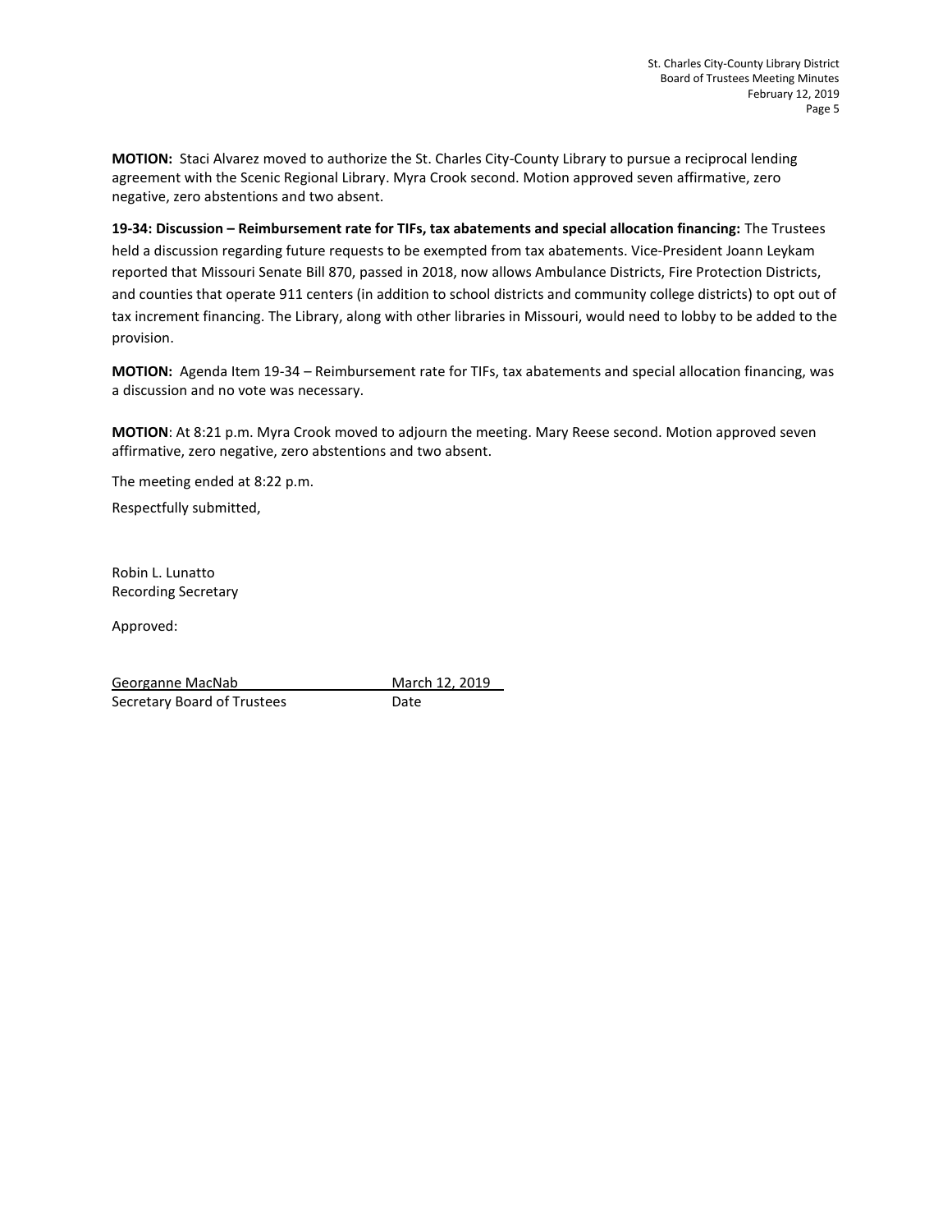**MOTION:** Staci Alvarez moved to authorize the St. Charles City-County Library to pursue a reciprocal lending agreement with the Scenic Regional Library. Myra Crook second. Motion approved seven affirmative, zero negative, zero abstentions and two absent.

**19-34: Discussion – Reimbursement rate for TIFs, tax abatements and special allocation financing:** The Trustees held a discussion regarding future requests to be exempted from tax abatements. Vice-President Joann Leykam reported that Missouri Senate Bill 870, passed in 2018, now allows Ambulance Districts, Fire Protection Districts, and counties that operate 911 centers (in addition to school districts and community college districts) to opt out of tax increment financing. The Library, along with other libraries in Missouri, would need to lobby to be added to the provision.

**MOTION:** Agenda Item 19-34 – Reimbursement rate for TIFs, tax abatements and special allocation financing, was a discussion and no vote was necessary.

**MOTION**: At 8:21 p.m. Myra Crook moved to adjourn the meeting. Mary Reese second. Motion approved seven affirmative, zero negative, zero abstentions and two absent.

The meeting ended at 8:22 p.m.

Respectfully submitted,

Robin L. Lunatto
Recording Secretary

Approved:

| | |
|---|---|
| Georganne MacNab | March 12, 2019 |
| Secretary Board of Trustees | Date |